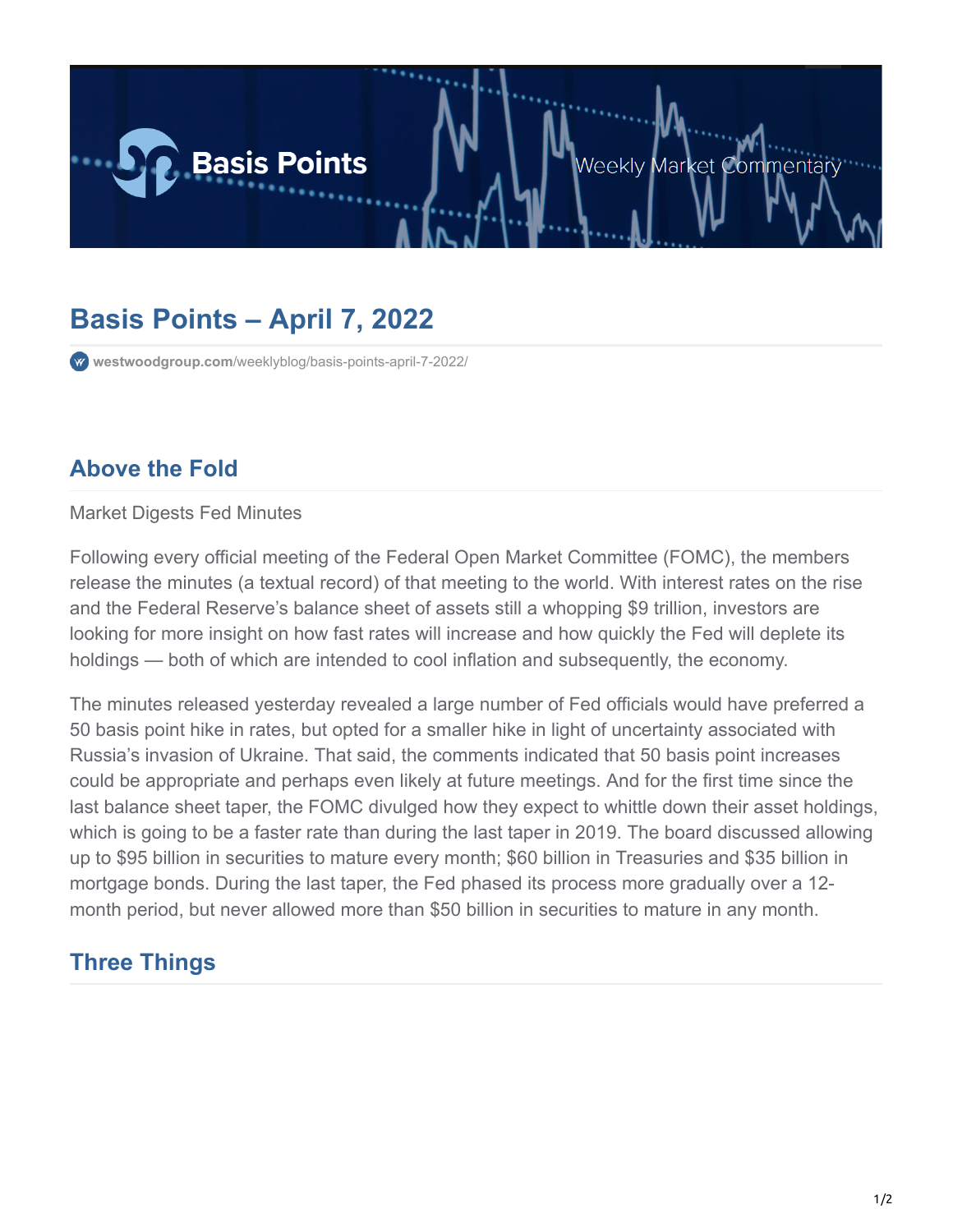# Basis Points – April 7, 2022

westwoodgroup.com/weeklyblog/basis-points-april-7-2022/

## Above the Fold

Market Digests Fed Minutes

Following every official meeting of the Federal Open Market Committee (FOMC), the members release the minutes (a textual record) of that meeting to the world. With interest rates on the rise and the Federal Reserve's balance sheet of assets still a whopping $9 trillion, investors are looking for more insight on how fast rates will increase and how quickly the Fed will deplete its holdings — both of which are intended to cool inflation and subsequently, the economy.

The minutes released yesterday revealed a large number of Fed officials would have preferred a 50 basis point hike in rates, but opted for a smaller hike in light of uncertainty associated with Russia's invasion of Ukraine. That said, the comments indicated that 50 basis point increases could be appropriate and perhaps even likely at future meetings. And for the first time since the last balance sheet taper, the FOMC divulged how they expect to whittle down their asset holdings, which is going to be a faster rate than during the last taper in 2019. The board discussed allowing up to $95 billion in securities to mature every month; $60 billion in Treasuries and $35 billion in mortgage bonds. During the last taper, the Fed phased its process more gradually over a 12-month period, but never allowed more than $50 billion in securities to mature in any month.

## Three Things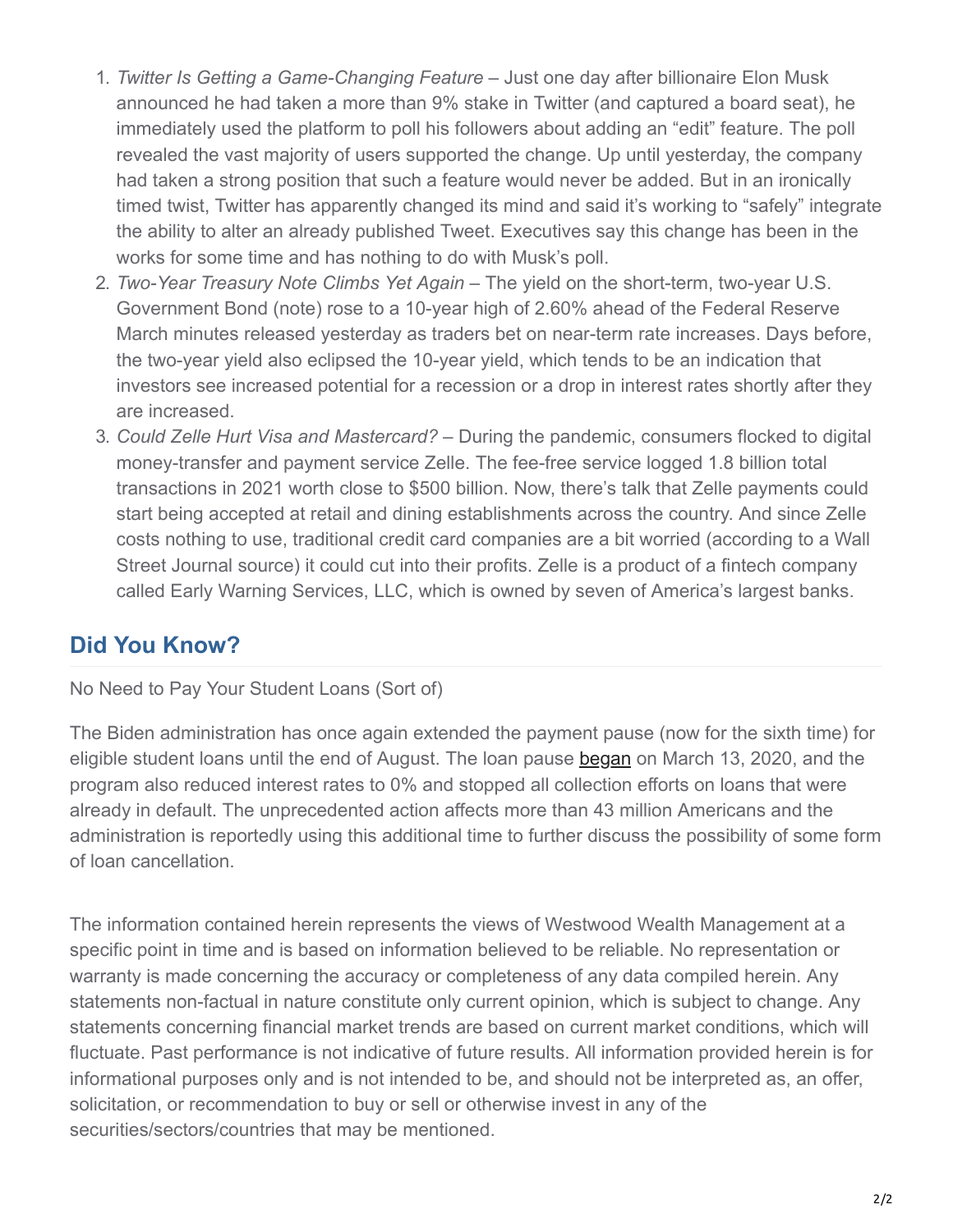1. *Twitter Is Getting a Game-Changing Feature* – Just one day after billionaire Elon Musk announced he had taken a more than 9% stake in Twitter (and captured a board seat), he immediately used the platform to poll his followers about adding an "edit" feature. The poll revealed the vast majority of users supported the change. Up until yesterday, the company had taken a strong position that such a feature would never be added. But in an ironically timed twist, Twitter has apparently changed its mind and said it's working to "safely" integrate the ability to alter an already published Tweet. Executives say this change has been in the works for some time and has nothing to do with Musk's poll.
2. *Two-Year Treasury Note Climbs Yet Again* – The yield on the short-term, two-year U.S. Government Bond (note) rose to a 10-year high of 2.60% ahead of the Federal Reserve March minutes released yesterday as traders bet on near-term rate increases. Days before, the two-year yield also eclipsed the 10-year yield, which tends to be an indication that investors see increased potential for a recession or a drop in interest rates shortly after they are increased.
3. *Could Zelle Hurt Visa and Mastercard?* – During the pandemic, consumers flocked to digital money-transfer and payment service Zelle. The fee-free service logged 1.8 billion total transactions in 2021 worth close to $500 billion. Now, there's talk that Zelle payments could start being accepted at retail and dining establishments across the country. And since Zelle costs nothing to use, traditional credit card companies are a bit worried (according to a Wall Street Journal source) it could cut into their profits. Zelle is a product of a fintech company called Early Warning Services, LLC, which is owned by seven of America's largest banks.

## Did You Know?

No Need to Pay Your Student Loans (Sort of)

The Biden administration has once again extended the payment pause (now for the sixth time) for eligible student loans until the end of August. The loan pause began on March 13, 2020, and the program also reduced interest rates to 0% and stopped all collection efforts on loans that were already in default. The unprecedented action affects more than 43 million Americans and the administration is reportedly using this additional time to further discuss the possibility of some form of loan cancellation.

The information contained herein represents the views of Westwood Wealth Management at a specific point in time and is based on information believed to be reliable. No representation or warranty is made concerning the accuracy or completeness of any data compiled herein. Any statements non-factual in nature constitute only current opinion, which is subject to change. Any statements concerning financial market trends are based on current market conditions, which will fluctuate. Past performance is not indicative of future results. All information provided herein is for informational purposes only and is not intended to be, and should not be interpreted as, an offer, solicitation, or recommendation to buy or sell or otherwise invest in any of the securities/sectors/countries that may be mentioned.